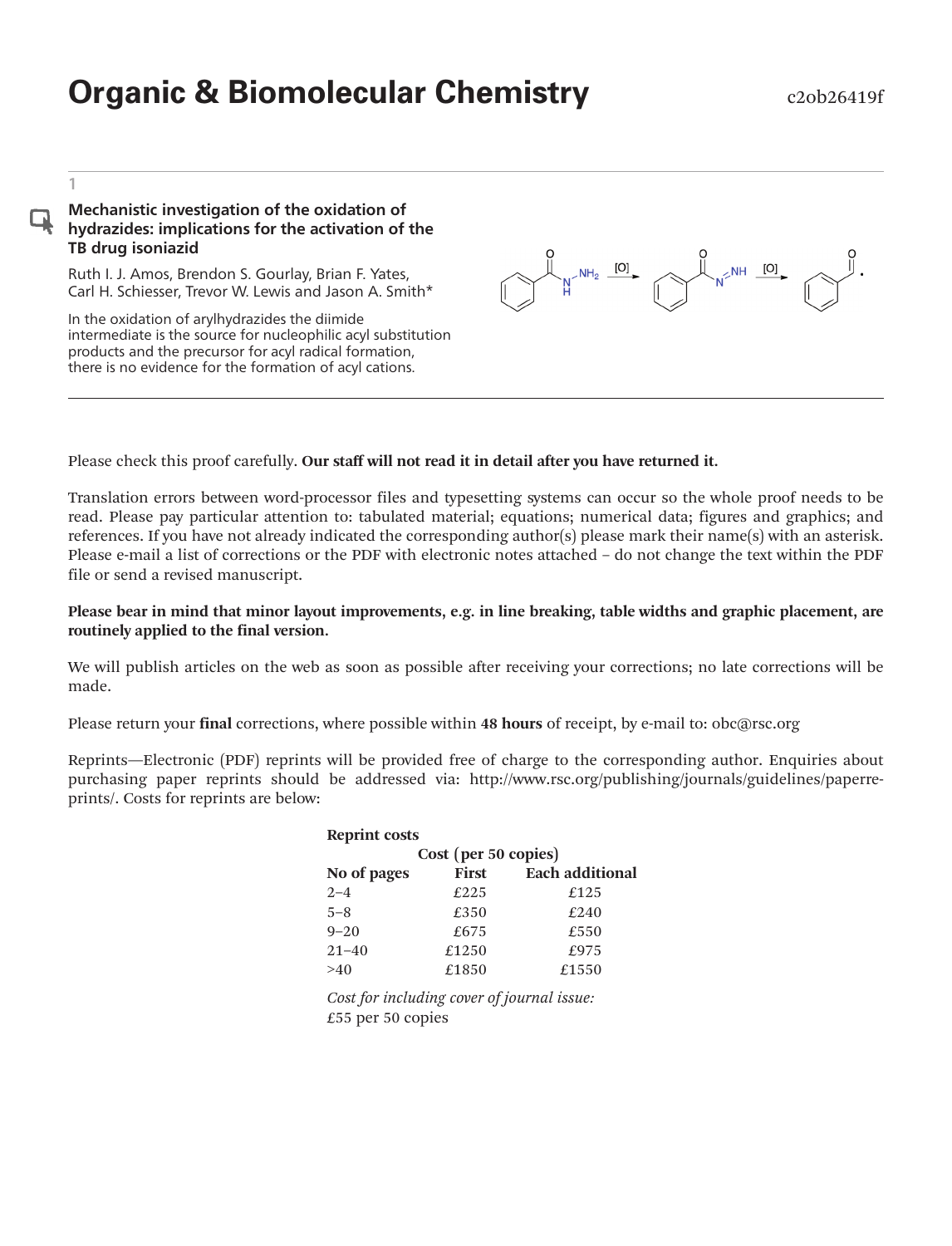# Organic & Biomolecular Chemistry

c2ob26419f

1

**Mechanistic investigation of the oxidation of hydrazides: implications for the activation of the TB drug isoniazid**

Ruth I. J. Amos, Brendon S. Gourlay, Brian F. Yates, Carl H. Schiesser, Trevor W. Lewis and Jason A. Smith*

In the oxidation of arylhydrazides the diimide intermediate is the source for nucleophilic acyl substitution products and the precursor for acyl radical formation, there is no evidence for the formation of acyl cations.

Please check this proof carefully. **Our staff will not read it in detail after you have returned it.**

Translation errors between word-processor files and typesetting systems can occur so the whole proof needs to be read. Please pay particular attention to: tabulated material; equations; numerical data; figures and graphics; and references. If you have not already indicated the corresponding author(s) please mark their name(s) with an asterisk. Please e-mail a list of corrections or the PDF with electronic notes attached – do not change the text within the PDF file or send a revised manuscript.

**Please bear in mind that minor layout improvements, e.g. in line breaking, table widths and graphic placement, are routinely applied to the final version.**

We will publish articles on the web as soon as possible after receiving your corrections; no late corrections will be made.

Please return your **final** corrections, where possible within **48 hours** of receipt, by e-mail to: obc@rsc.org

Reprints—Electronic (PDF) reprints will be provided free of charge to the corresponding author. Enquiries about purchasing paper reprints should be addressed via: http://www.rsc.org/publishing/journals/guidelines/paperreprints/. Costs for reprints are below:

**Reprint costs**

| No of pages | Cost (per 50 copies) First | Each additional |
|---|---|---|
| 2–4 | £225 | £125 |
| 5–8 | £350 | £240 |
| 9–20 | £675 | £550 |
| 21–40 | £1250 | £975 |
| >40 | £1850 | £1550 |

*Cost for including cover of journal issue:*
£55 per 50 copies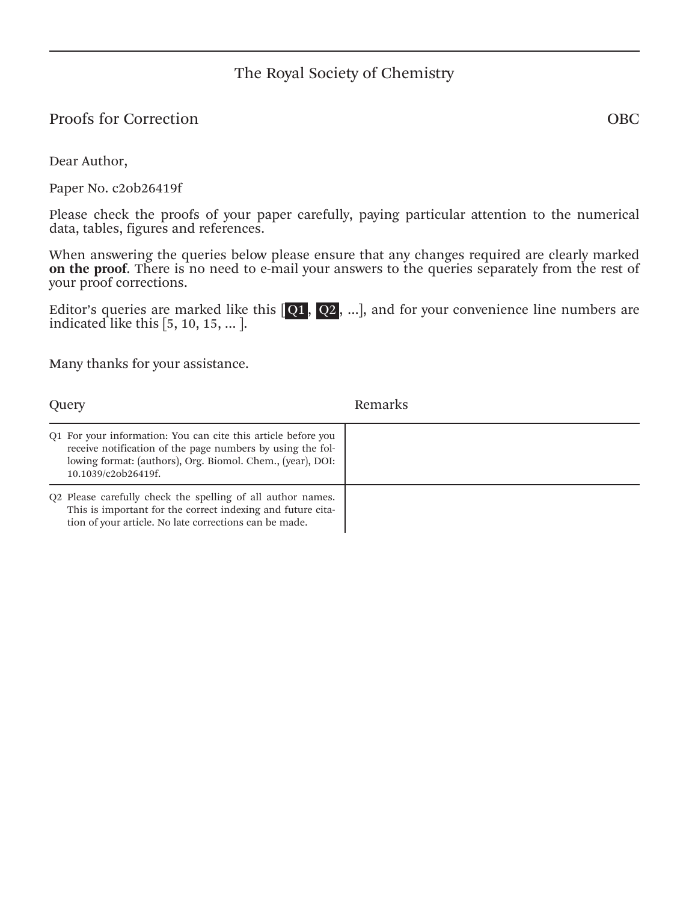# The Royal Society of Chemistry

## Proofs for Correction

OBC

Dear Author,

Paper No. c2ob26419f

Please check the proofs of your paper carefully, paying particular attention to the numerical data, tables, figures and references.

When answering the queries below please ensure that any changes required are clearly marked **on the proof**. There is no need to e-mail your answers to the queries separately from the rest of your proof corrections.

Editor's queries are marked like this [Q1, Q2, ...], and for your convenience line numbers are indicated like this [5, 10, 15, ... ].

Many thanks for your assistance.

| Query | Remarks |
| --- | --- |
| Q1 For your information: You can cite this article before you receive notification of the page numbers by using the following format: (authors), Org. Biomol. Chem., (year), DOI: 10.1039/c2ob26419f. | |
| Q2 Please carefully check the spelling of all author names. This is important for the correct indexing and future citation of your article. No late corrections can be made. | |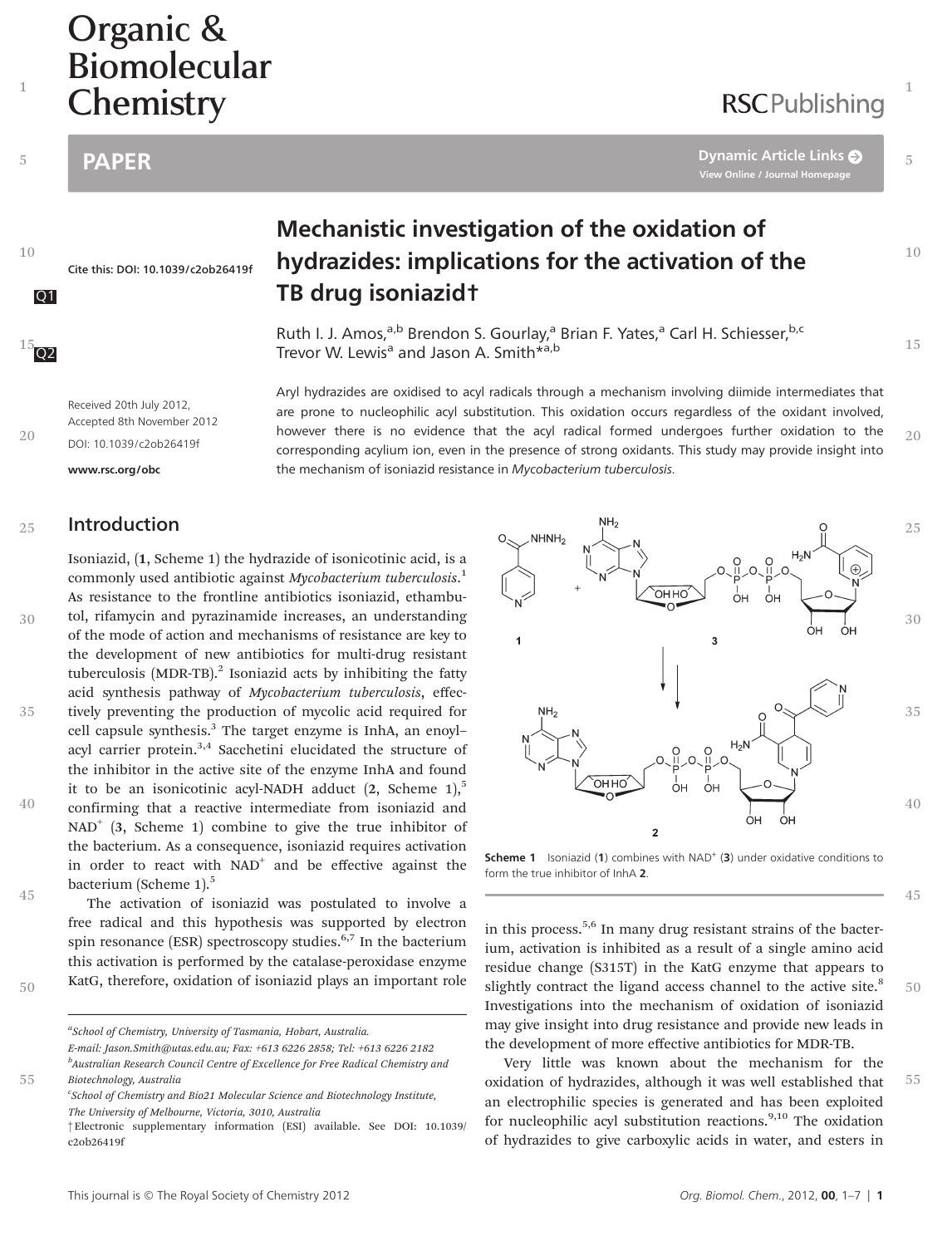# Organic & Biomolecular Chemistry

## PAPER

Cite this: DOI: 10.1039/c2ob26419f

# Mechanistic investigation of the oxidation of hydrazides: implications for the activation of the TB drug isoniazid†

Ruth I. J. Amos,[a,b] Brendon S. Gourlay,[a] Brian F. Yates,[a] Carl H. Schiesser,[b,c] Trevor W. Lewis[a] and Jason A. Smith*[a,b]

Received 20th July 2012, Accepted 8th November 2012

DOI: 10.1039/c2ob26419f

www.rsc.org/obc

Aryl hydrazides are oxidised to acyl radicals through a mechanism involving diimide intermediates that are prone to nucleophilic acyl substitution. This oxidation occurs regardless of the oxidant involved, however there is no evidence that the acyl radical formed undergoes further oxidation to the corresponding acylium ion, even in the presence of strong oxidants. This study may provide insight into the mechanism of isoniazid resistance in *Mycobacterium tuberculosis*.

## Introduction

Isoniazid, (**1**, Scheme 1) the hydrazide of isonicotinic acid, is a commonly used antibiotic against *Mycobacterium tuberculosis*.[1] As resistance to the frontline antibiotics isoniazid, ethambutol, rifamycin and pyrazinamide increases, an understanding of the mode of action and mechanisms of resistance are key to the development of new antibiotics for multi-drug resistant tuberculosis (MDR-TB).[2] Isoniazid acts by inhibiting the fatty acid synthesis pathway of *Mycobacterium tuberculosis*, effectively preventing the production of mycolic acid required for cell capsule synthesis.[3] The target enzyme is InhA, an enoyl–acyl carrier protein.[3,4] Sacchetini elucidated the structure of the inhibitor in the active site of the enzyme InhA and found it to be an isonicotinic acyl-NADH adduct (**2**, Scheme 1),[5] confirming that a reactive intermediate from isoniazid and $NAD^+$ (**3**, Scheme 1) combine to give the true inhibitor of the bacterium. As a consequence, isoniazid requires activation in order to react with $NAD^+$ and be effective against the bacterium (Scheme 1).[5]

The activation of isoniazid was postulated to involve a free radical and this hypothesis was supported by electron spin resonance (ESR) spectroscopy studies.[6,7] In the bacterium this activation is performed by the catalase-peroxidase enzyme KatG, therefore, oxidation of isoniazid plays an important role in this process.[5,6] In many drug resistant strains of the bacterium, activation is inhibited as a result of a single amino acid residue change (S315T) in the KatG enzyme that appears to slightly contract the ligand access channel to the active site.[8] Investigations into the mechanism of oxidation of isoniazid may give insight into drug resistance and provide new leads in the development of more effective antibiotics for MDR-TB.

**Scheme 1** Isoniazid (**1**) combines with $NAD^+$ (**3**) under oxidative conditions to form the true inhibitor of InhA **2**.

Very little was known about the mechanism for the oxidation of hydrazides, although it was well established that an electrophilic species is generated and has been exploited for nucleophilic acyl substitution reactions.[9,10] The oxidation of hydrazides to give carboxylic acids in water, and esters in

---

[a]School of Chemistry, University of Tasmania, Hobart, Australia. E-mail: Jason.Smith@utas.edu.au; Fax: +613 6226 2858; Tel: +613 6226 2182

[b]Australian Research Council Centre of Excellence for Free Radical Chemistry and Biotechnology, Australia

[c]School of Chemistry and Bio21 Molecular Science and Biotechnology Institute, The University of Melbourne, Victoria, 3010, Australia

†Electronic supplementary information (ESI) available. See DOI: 10.1039/c2ob26419f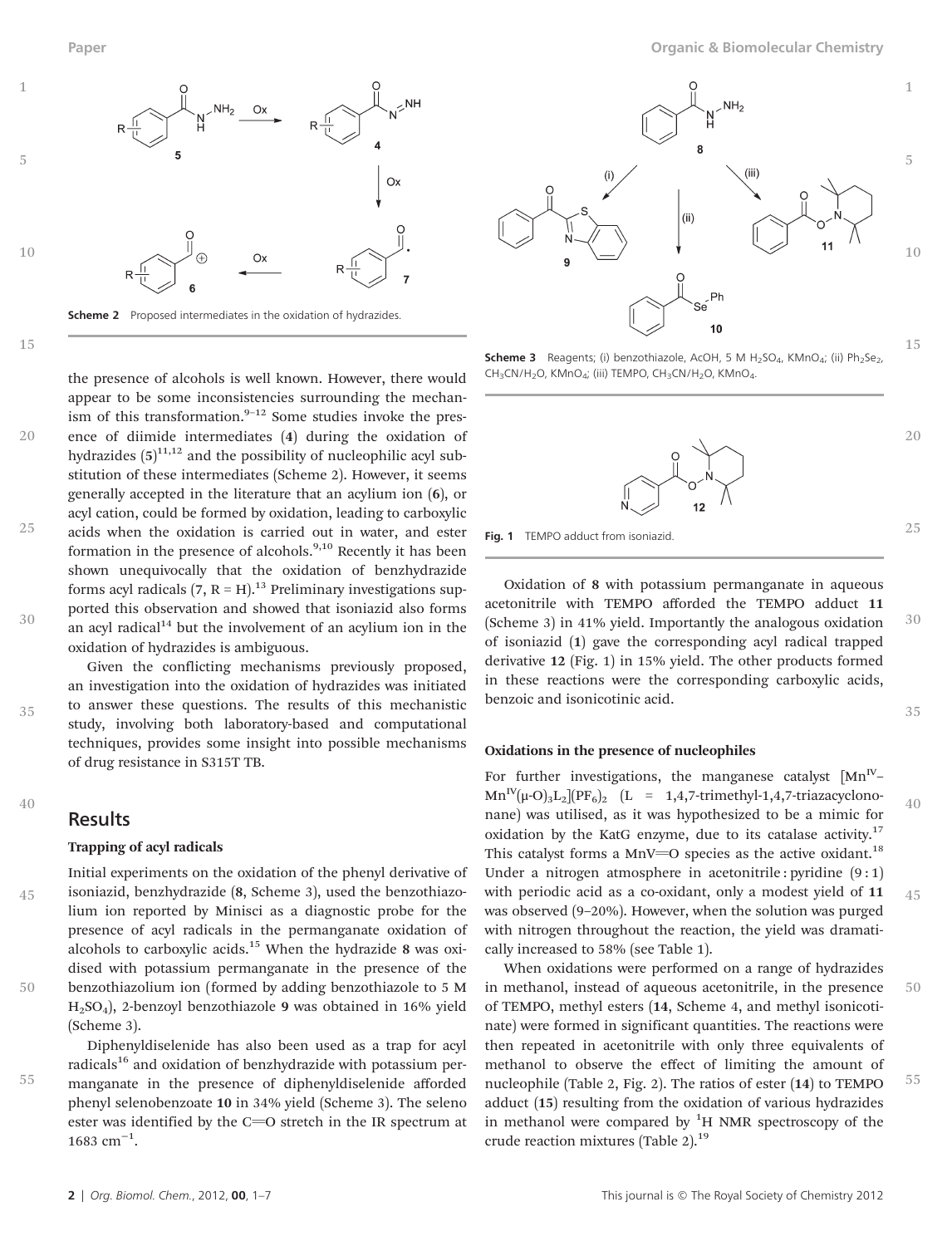Scheme 2 Proposed intermediates in the oxidation of hydrazides.

Scheme 3 Reagents; (i) benzothiazole, AcOH, 5 M $H_2SO_4$, $KMnO_4$; (ii) $Ph_2Se_2$, $CH_3CN/H_2O$, $KMnO_4$; (iii) TEMPO, $CH_3CN/H_2O$, $KMnO_4$.

Fig. 1 TEMPO adduct from isoniazid.

the presence of alcohols is well known. However, there would appear to be some inconsistencies surrounding the mechanism of this transformation.[9–12] Some studies invoke the presence of diimide intermediates (**4**) during the oxidation of hydrazides (**5**)[11,12] and the possibility of nucleophilic acyl substitution of these intermediates (Scheme 2). However, it seems generally accepted in the literature that an acylium ion (**6**), or acyl cation, could be formed by oxidation, leading to carboxylic acids when the oxidation is carried out in water, and ester formation in the presence of alcohols.[9,10] Recently it has been shown unequivocally that the oxidation of benzhydrazide forms acyl radicals (**7**, R = H).[13] Preliminary investigations supported this observation and showed that isoniazid also forms an acyl radical[14] but the involvement of an acylium ion in the oxidation of hydrazides is ambiguous.

Given the conflicting mechanisms previously proposed, an investigation into the oxidation of hydrazides was initiated to answer these questions. The results of this mechanistic study, involving both laboratory-based and computational techniques, provides some insight into possible mechanisms of drug resistance in S315T TB.

## Results

### Trapping of acyl radicals

Initial experiments on the oxidation of the phenyl derivative of isoniazid, benzhydrazide (**8**, Scheme 3), used the benzothiazolium ion reported by Minisci as a diagnostic probe for the presence of acyl radicals in the permanganate oxidation of alcohols to carboxylic acids.[15] When the hydrazide **8** was oxidised with potassium permanganate in the presence of the benzothiazolium ion (formed by adding benzothiazole to 5 M $H_2SO_4$), 2-benzoyl benzothiazole **9** was obtained in 16% yield (Scheme 3).

Diphenyldiselenide has also been used as a trap for acyl radicals[16] and oxidation of benzhydrazide with potassium permanganate in the presence of diphenyldiselenide afforded phenyl selenobenzoate **10** in 34% yield (Scheme 3). The seleno ester was identified by the C═O stretch in the IR spectrum at 1683 $cm^{-1}$.

Oxidation of **8** with potassium permanganate in aqueous acetonitrile with TEMPO afforded the TEMPO adduct **11** (Scheme 3) in 41% yield. Importantly the analogous oxidation of isoniazid (**1**) gave the corresponding acyl radical trapped derivative **12** (Fig. 1) in 15% yield. The other products formed in these reactions were the corresponding carboxylic acids, benzoic and isonicotinic acid.

### Oxidations in the presence of nucleophiles

For further investigations, the manganese catalyst $[Mn^{IV}–Mn^{IV}(\mu\text{-}O)_3L_2](PF_6)_2$ (L = 1,4,7-trimethyl-1,4,7-triazacyclononane) was utilised, as it was hypothesized to be a mimic for oxidation by the KatG enzyme, due to its catalase activity.[17] This catalyst forms a MnV═O species as the active oxidant.[18] Under a nitrogen atmosphere in acetonitrile : pyridine (9 : 1) with periodic acid as a co-oxidant, only a modest yield of **11** was observed (9–20%). However, when the solution was purged with nitrogen throughout the reaction, the yield was dramatically increased to 58% (see Table 1).

When oxidations were performed on a range of hydrazides in methanol, instead of aqueous acetonitrile, in the presence of TEMPO, methyl esters (**14**, Scheme 4, and methyl isonicotinate) were formed in significant quantities. The reactions were then repeated in acetonitrile with only three equivalents of methanol to observe the effect of limiting the amount of nucleophile (Table 2, Fig. 2). The ratios of ester (**14**) to TEMPO adduct (**15**) resulting from the oxidation of various hydrazides in methanol were compared by $^1$H NMR spectroscopy of the crude reaction mixtures (Table 2).[19]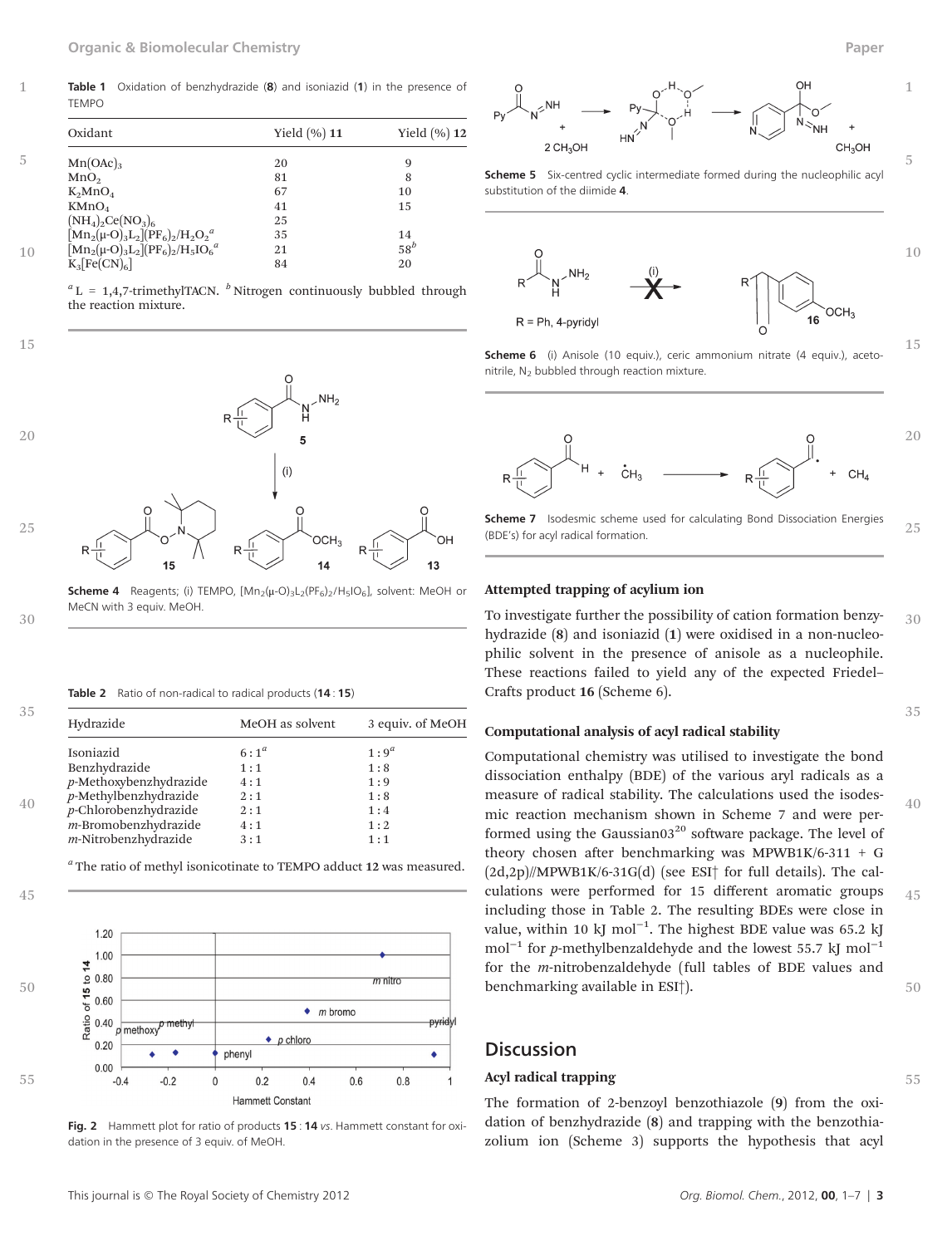**Table 1** Oxidation of benzhydrazide (**8**) and isoniazid (**1**) in the presence of TEMPO

| Oxidant | Yield (%) 11 | Yield (%) 12 |
|---|---|---|
| $Mn(OAc)_3$ | 20 | 9 |
| $MnO_2$ | 81 | 8 |
| $K_2MnO_4$ | 67 | 10 |
| $KMnO_4$ | 41 | 15 |
| $(NH_4)_2Ce(NO_3)_6$ | 25 | |
| $[Mn_2(\mu\text{-}O)_3L_2](PF_6)_2/H_2O_2$ [a] | 35 | 14 |
| $[Mn_2(\mu\text{-}O)_3L_2](PF_6)_2/H_5IO_6$ [a] | 21 | 58 [b] |
| $K_3[Fe(CN)_6]$ | 84 | 20 |

[a] L = 1,4,7-trimethylTACN. [b] Nitrogen continuously bubbled through the reaction mixture.

**Scheme 4** Reagents; (i) TEMPO, $[Mn_2(\mu\text{-}O)_3L_2(PF_6)_2/H_5IO_6]$, solvent: MeOH or MeCN with 3 equiv. MeOH.

**Table 2** Ratio of non-radical to radical products (**14** : **15**)

| Hydrazide | MeOH as solvent | 3 equiv. of MeOH |
|---|---|---|
| Isoniazid | 6 : 1 [a] | 1 : 9 [a] |
| Benzhydrazide | 1 : 1 | 1 : 8 |
| *p*-Methoxybenzhydrazide | 4 : 1 | 1 : 9 |
| *p*-Methylbenzhydrazide | 2 : 1 | 1 : 8 |
| *p*-Chlorobenzhydrazide | 2 : 1 | 1 : 4 |
| *m*-Bromobenzhydrazide | 4 : 1 | 1 : 2 |
| *m*-Nitrobenzhydrazide | 3 : 1 | 1 : 1 |

[a] The ratio of methyl isonicotinate to TEMPO adduct **12** was measured.

**Fig. 2** Hammett plot for ratio of products **15** : **14** *vs.* Hammett constant for oxidation in the presence of 3 equiv. of MeOH.

**Scheme 5** Six-centred cyclic intermediate formed during the nucleophilic acyl substitution of the diimide **4**.

**Scheme 6** (i) Anisole (10 equiv.), ceric ammonium nitrate (4 equiv.), acetonitrile, $N_2$ bubbled through reaction mixture.

**Scheme 7** Isodesmic scheme used for calculating Bond Dissociation Energies (BDE's) for acyl radical formation.

### Attempted trapping of acylium ion

To investigate further the possibility of cation formation benzyhydrazide (**8**) and isoniazid (**1**) were oxidised in a non-nucleophilic solvent in the presence of anisole as a nucleophile. These reactions failed to yield any of the expected Friedel–Crafts product **16** (Scheme 6).

### Computational analysis of acyl radical stability

Computational chemistry was utilised to investigate the bond dissociation enthalpy (BDE) of the various aryl radicals as a measure of radical stability. The calculations used the isodesmic reaction mechanism shown in Scheme 7 and were performed using the Gaussian03[20] software package. The level of theory chosen after benchmarking was MPWB1K/6-311 + G (2d,2p)//MPWB1K/6-31G(d) (see ESI† for full details). The calculations were performed for 15 different aromatic groups including those in Table 2. The resulting BDEs were close in value, within 10 kJ $mol^{-1}$. The highest BDE value was 65.2 kJ $mol^{-1}$ for *p*-methylbenzaldehyde and the lowest 55.7 kJ $mol^{-1}$ for the *m*-nitrobenzaldehyde (full tables of BDE values and benchmarking available in ESI†).

## Discussion

### Acyl radical trapping

The formation of 2-benzoyl benzothiazole (**9**) from the oxidation of benzhydrazide (**8**) and trapping with the benzothiazolium ion (Scheme 3) supports the hypothesis that acyl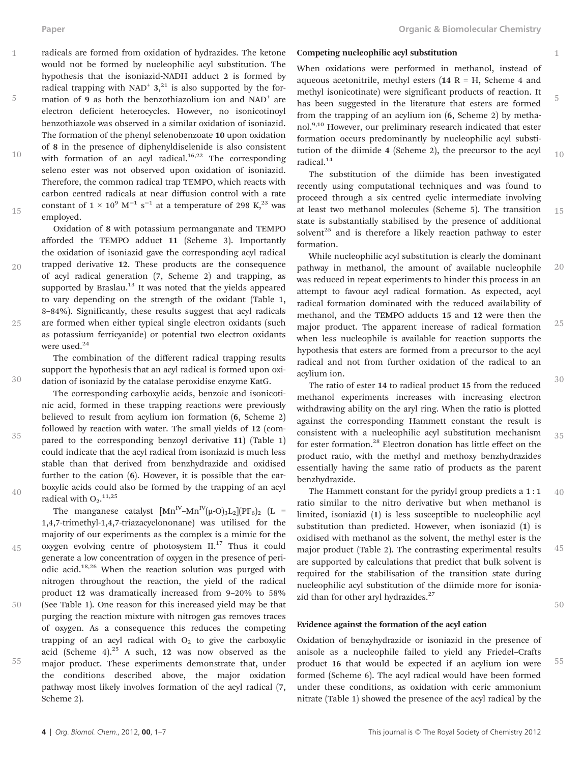radicals are formed from oxidation of hydrazides. The ketone would not be formed by nucleophilic acyl substitution. The hypothesis that the isoniazid-NADH adduct **2** is formed by radical trapping with $NAD^+$ **3**,[21] is also supported by the formation of **9** as both the benzothiazolium ion and $NAD^+$ are electron deficient heterocycles. However, no isonicotinoyl benzothiazole was observed in a similar oxidation of isoniazid. The formation of the phenyl selenobenzoate **10** upon oxidation of **8** in the presence of diphenyldiselenide is also consistent with formation of an acyl radical.[16,22] The corresponding seleno ester was not observed upon oxidation of isoniazid. Therefore, the common radical trap TEMPO, which reacts with carbon centred radicals at near diffusion control with a rate constant of $1 \times 10^9$ $M^{-1}$ $s^{-1}$ at a temperature of 298 K,[23] was employed.

Oxidation of **8** with potassium permanganate and TEMPO afforded the TEMPO adduct **11** (Scheme 3). Importantly the oxidation of isoniazid gave the corresponding acyl radical trapped derivative **12**. These products are the consequence of acyl radical generation (**7**, Scheme 2) and trapping, as supported by Braslau.[13] It was noted that the yields appeared to vary depending on the strength of the oxidant (Table 1, 8–84%). Significantly, these results suggest that acyl radicals are formed when either typical single electron oxidants (such as potassium ferricyanide) or potential two electron oxidants were used.[24]

The combination of the different radical trapping results support the hypothesis that an acyl radical is formed upon oxidation of isoniazid by the catalase peroxidise enzyme KatG.

The corresponding carboxylic acids, benzoic and isonicotinic acid, formed in these trapping reactions were previously believed to result from acylium ion formation (**6**, Scheme 2) followed by reaction with water. The small yields of **12** (compared to the corresponding benzoyl derivative **11**) (Table 1) could indicate that the acyl radical from isoniazid is much less stable than that derived from benzhydrazide and oxidised further to the cation (**6**). However, it is possible that the carboxylic acids could also be formed by the trapping of an acyl radical with $O_2$.[11,25]

The manganese catalyst $[Mn^{IV}–Mn^{IV}(\mu\text{-}O)_3L_2](PF_6)_2$ (L = 1,4,7-trimethyl-1,4,7-triazacyclononane) was utilised for the majority of our experiments as the complex is a mimic for the oxygen evolving centre of photosystem II.[17] Thus it could generate a low concentration of oxygen in the presence of periodic acid.[18,26] When the reaction solution was purged with nitrogen throughout the reaction, the yield of the radical product **12** was dramatically increased from 9–20% to 58% (See Table 1). One reason for this increased yield may be that purging the reaction mixture with nitrogen gas removes traces of oxygen. As a consequence this reduces the competing trapping of an acyl radical with $O_2$ to give the carboxylic acid (Scheme 4).[25] A such, **12** was now observed as the major product. These experiments demonstrate that, under the conditions described above, the major oxidation pathway most likely involves formation of the acyl radical (**7**, Scheme 2).

### Competing nucleophilic acyl substitution

When oxidations were performed in methanol, instead of aqueous acetonitrile, methyl esters (**14** R = H, Scheme 4 and methyl isonicotinate) were significant products of reaction. It has been suggested in the literature that esters are formed from the trapping of an acylium ion (**6**, Scheme 2) by methanol.[9,10] However, our preliminary research indicated that ester formation occurs predominantly by nucleophilic acyl substitution of the diimide **4** (Scheme 2), the precursor to the acyl radical.[14]

The substitution of the diimide has been investigated recently using computational techniques and was found to proceed through a six centred cyclic intermediate involving at least two methanol molecules (Scheme 5). The transition state is substantially stabilised by the presence of additional solvent[25] and is therefore a likely reaction pathway to ester formation.

While nucleophilic acyl substitution is clearly the dominant pathway in methanol, the amount of available nucleophile was reduced in repeat experiments to hinder this process in an attempt to favour acyl radical formation. As expected, acyl radical formation dominated with the reduced availability of methanol, and the TEMPO adducts **15** and **12** were then the major product. The apparent increase of radical formation when less nucleophile is available for reaction supports the hypothesis that esters are formed from a precursor to the acyl radical and not from further oxidation of the radical to an acylium ion.

The ratio of ester **14** to radical product **15** from the reduced methanol experiments increases with increasing electron withdrawing ability on the aryl ring. When the ratio is plotted against the corresponding Hammett constant the result is consistent with a nucleophilic acyl substitution mechanism for ester formation.[28] Electron donation has little effect on the product ratio, with the methyl and methoxy benzhydrazides essentially having the same ratio of products as the parent benzhydrazide.

The Hammett constant for the pyridyl group predicts a 1 : 1 ratio similar to the nitro derivative but when methanol is limited, isoniazid (**1**) is less susceptible to nucleophilic acyl substitution than predicted. However, when isoniazid (**1**) is oxidised with methanol as the solvent, the methyl ester is the major product (Table 2). The contrasting experimental results are supported by calculations that predict that bulk solvent is required for the stabilisation of the transition state during nucleophilic acyl substitution of the diimide more for isoniazid than for other aryl hydrazides.[27]

### Evidence against the formation of the acyl cation

Oxidation of benzyhydrazide or isoniazid in the presence of anisole as a nucleophile failed to yield any Friedel–Crafts product **16** that would be expected if an acylium ion were formed (Scheme 6). The acyl radical would have been formed under these conditions, as oxidation with ceric ammonium nitrate (Table 1) showed the presence of the acyl radical by the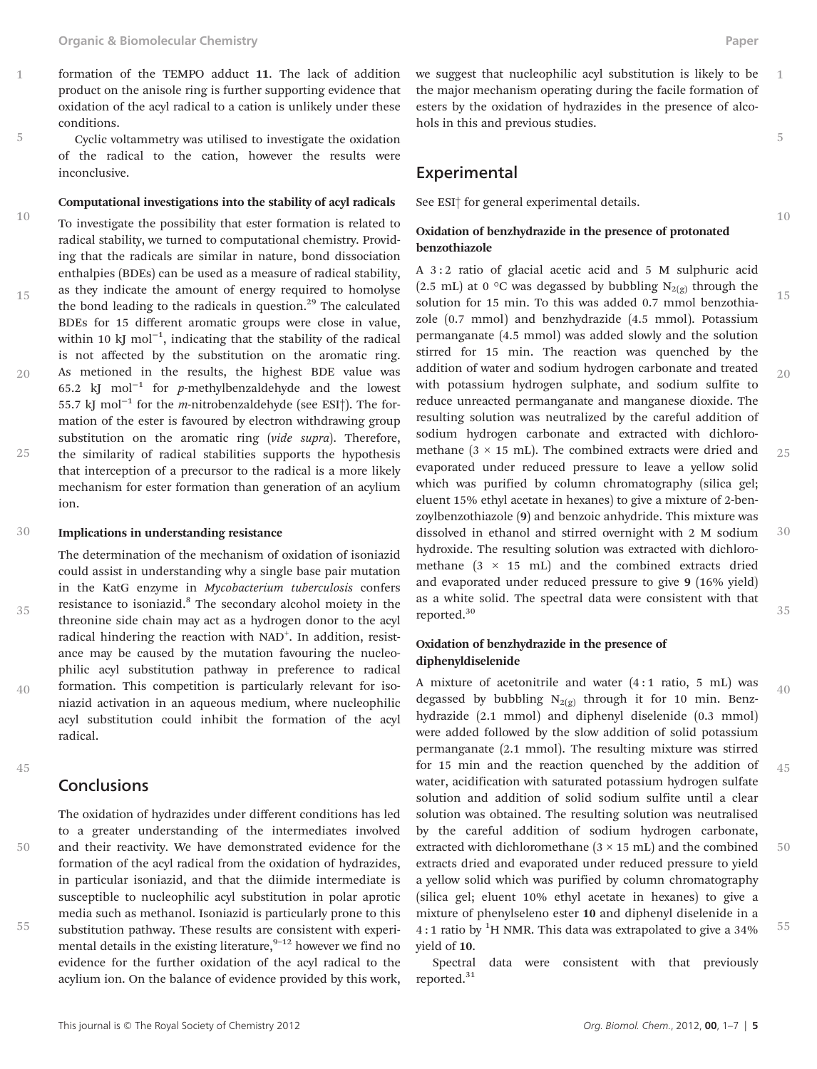formation of the TEMPO adduct **11**. The lack of addition product on the anisole ring is further supporting evidence that oxidation of the acyl radical to a cation is unlikely under these conditions.

Cyclic voltammetry was utilised to investigate the oxidation of the radical to the cation, however the results were inconclusive.

#### Computational investigations into the stability of acyl radicals

To investigate the possibility that ester formation is related to radical stability, we turned to computational chemistry. Providing that the radicals are similar in nature, bond dissociation enthalpies (BDEs) can be used as a measure of radical stability, as they indicate the amount of energy required to homolyse the bond leading to the radicals in question.[29] The calculated BDEs for 15 different aromatic groups were close in value, within 10 kJ $mol^{-1}$, indicating that the stability of the radical is not affected by the substitution on the aromatic ring. As metioned in the results, the highest BDE value was 65.2 kJ $mol^{-1}$ for *p*-methylbenzaldehyde and the lowest 55.7 kJ $mol^{-1}$ for the *m*-nitrobenzaldehyde (see ESI†). The formation of the ester is favoured by electron withdrawing group substitution on the aromatic ring (*vide supra*). Therefore, the similarity of radical stabilities supports the hypothesis that interception of a precursor to the radical is a more likely mechanism for ester formation than generation of an acylium ion.

#### Implications in understanding resistance

The determination of the mechanism of oxidation of isoniazid could assist in understanding why a single base pair mutation in the KatG enzyme in *Mycobacterium tuberculosis* confers resistance to isoniazid.[8] The secondary alcohol moiety in the threonine side chain may act as a hydrogen donor to the acyl radical hindering the reaction with $NAD^+$. In addition, resistance may be caused by the mutation favouring the nucleophilic acyl substitution pathway in preference to radical formation. This competition is particularly relevant for isoniazid activation in an aqueous medium, where nucleophilic acyl substitution could inhibit the formation of the acyl radical.

## Conclusions

The oxidation of hydrazides under different conditions has led to a greater understanding of the intermediates involved and their reactivity. We have demonstrated evidence for the formation of the acyl radical from the oxidation of hydrazides, in particular isoniazid, and that the diimide intermediate is susceptible to nucleophilic acyl substitution in polar aprotic media such as methanol. Isoniazid is particularly prone to this substitution pathway. These results are consistent with experimental details in the existing literature,[9–12] however we find no evidence for the further oxidation of the acyl radical to the acylium ion. On the balance of evidence provided by this work, we suggest that nucleophilic acyl substitution is likely to be the major mechanism operating during the facile formation of esters by the oxidation of hydrazides in the presence of alcohols in this and previous studies.

## Experimental

See ESI† for general experimental details.

#### Oxidation of benzhydrazide in the presence of protonated benzothiazole

A 3 : 2 ratio of glacial acetic acid and 5 M sulphuric acid (2.5 mL) at 0 °C was degassed by bubbling $N_{2(g)}$ through the solution for 15 min. To this was added 0.7 mmol benzothiazole (0.7 mmol) and benzhydrazide (4.5 mmol). Potassium permanganate (4.5 mmol) was added slowly and the solution stirred for 15 min. The reaction was quenched by the addition of water and sodium hydrogen carbonate and treated with potassium hydrogen sulphate, and sodium sulfite to reduce unreacted permanganate and manganese dioxide. The resulting solution was neutralized by the careful addition of sodium hydrogen carbonate and extracted with dichloromethane (3 × 15 mL). The combined extracts were dried and evaporated under reduced pressure to leave a yellow solid which was purified by column chromatography (silica gel; eluent 15% ethyl acetate in hexanes) to give a mixture of 2-benzoylbenzothiazole (**9**) and benzoic anhydride. This mixture was dissolved in ethanol and stirred overnight with 2 M sodium hydroxide. The resulting solution was extracted with dichloromethane (3 × 15 mL) and the combined extracts dried and evaporated under reduced pressure to give **9** (16% yield) as a white solid. The spectral data were consistent with that reported.[30]

#### Oxidation of benzhydrazide in the presence of diphenyldiselenide

A mixture of acetonitrile and water (4 : 1 ratio, 5 mL) was degassed by bubbling $N_{2(g)}$ through it for 10 min. Benzhydrazide (2.1 mmol) and diphenyl diselenide (0.3 mmol) were added followed by the slow addition of solid potassium permanganate (2.1 mmol). The resulting mixture was stirred for 15 min and the reaction quenched by the addition of water, acidification with saturated potassium hydrogen sulfate solution and addition of solid sodium sulfite until a clear solution was obtained. The resulting solution was neutralised by the careful addition of sodium hydrogen carbonate, extracted with dichloromethane (3 × 15 mL) and the combined extracts dried and evaporated under reduced pressure to yield a yellow solid which was purified by column chromatography (silica gel; eluent 10% ethyl acetate in hexanes) to give a mixture of phenylseleno ester **10** and diphenyl diselenide in a 4 : 1 ratio by $^1H$ NMR. This data was extrapolated to give a 34% yield of **10**.

Spectral data were consistent with that previously reported.[31]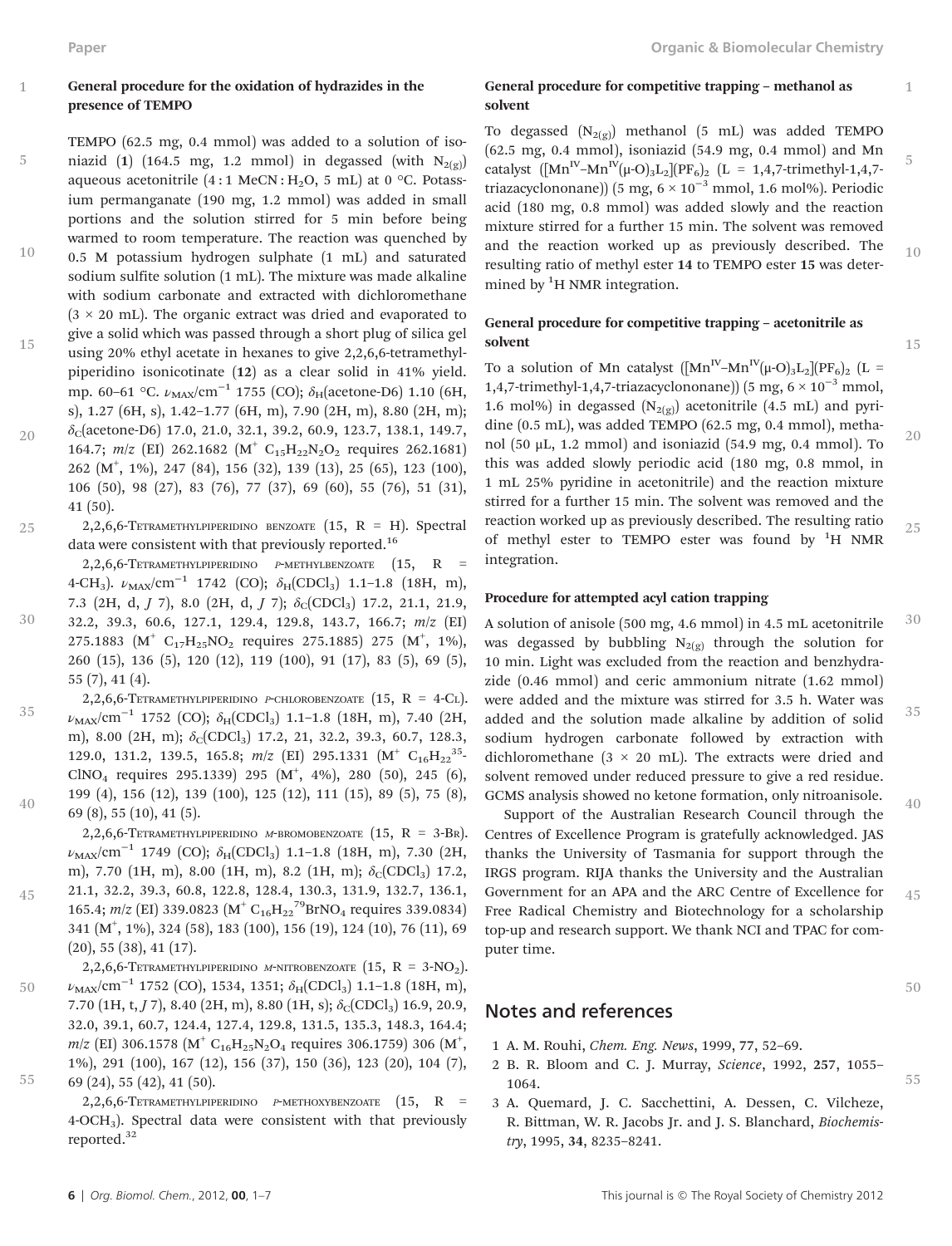### General procedure for the oxidation of hydrazides in the presence of TEMPO

TEMPO (62.5 mg, 0.4 mmol) was added to a solution of isoniazid (**1**) (164.5 mg, 1.2 mmol) in degassed (with $N_{2(g)}$) aqueous acetonitrile (4 : 1 MeCN : $H_2O$, 5 mL) at 0 °C. Potassium permanganate (190 mg, 1.2 mmol) was added in small portions and the solution stirred for 5 min before being warmed to room temperature. The reaction was quenched by 0.5 M potassium hydrogen sulphate (1 mL) and saturated sodium sulfite solution (1 mL). The mixture was made alkaline with sodium carbonate and extracted with dichloromethane (3 × 20 mL). The organic extract was dried and evaporated to give a solid which was passed through a short plug of silica gel using 20% ethyl acetate in hexanes to give 2,2,6,6-tetramethylpiperidino isonicotinate (**12**) as a clear solid in 41% yield. mp. 60–61 °C. $\nu_{MAX}$/cm$^{-1}$ 1755 (CO); $\delta_H$(acetone-D6) 1.10 (6H, s), 1.27 (6H, s), 1.42–1.77 (6H, m), 7.90 (2H, m), 8.80 (2H, m); $\delta_C$(acetone-D6) 17.0, 21.0, 32.1, 39.2, 60.9, 123.7, 138.1, 149.7, 164.7; *m*/*z* (EI) 262.1682 ($M^+$ $C_{15}H_{22}N_2O_2$ requires 262.1681) 262 ($M^+$, 1%), 247 (84), 156 (32), 139 (13), 25 (65), 123 (100), 106 (50), 98 (27), 83 (76), 77 (37), 69 (60), 55 (76), 51 (31), 41 (50).

2,2,6,6-Tetramethylpiperidino benzoate (**15**, R = H). Spectral data were consistent with that previously reported.[16]

2,2,6,6-Tetramethylpiperidino *p*-methylbenzoate (**15**, R = 4-$CH_3$). $\nu_{MAX}$/cm$^{-1}$ 1742 (CO); $\delta_H$($CDCl_3$) 1.1–1.8 (18H, m), 7.3 (2H, d, *J* 7), 8.0 (2H, d, *J* 7); $\delta_C$($CDCl_3$) 17.2, 21.1, 21.9, 32.2, 39.3, 60.6, 127.1, 129.4, 129.8, 143.7, 166.7; *m*/*z* (EI) 275.1883 ($M^+$ $C_{17}H_{25}NO_2$ requires 275.1885) 275 ($M^+$, 1%), 260 (15), 136 (5), 120 (12), 119 (100), 91 (17), 83 (5), 69 (5), 55 (7), 41 (4).

2,2,6,6-Tetramethylpiperidino *p*-chlorobenzoate (**15**, R = 4-Cl). $\nu_{MAX}$/cm$^{-1}$ 1752 (CO); $\delta_H$($CDCl_3$) 1.1–1.8 (18H, m), 7.40 (2H, m), 8.00 (2H, m); $\delta_C$($CDCl_3$) 17.2, 21, 32.2, 39.3, 60.7, 128.3, 129.0, 131.2, 139.5, 165.8; *m*/*z* (EI) 295.1331 ($M^+$ $C_{16}H_{22}{}^{35}ClNO_4$ requires 295.1339) 295 ($M^+$, 4%), 280 (50), 245 (6), 199 (4), 156 (12), 139 (100), 125 (12), 111 (15), 89 (5), 75 (8), 69 (8), 55 (10), 41 (5).

2,2,6,6-Tetramethylpiperidino *m*-bromobenzoate (**15**, R = 3-Br). $\nu_{MAX}$/cm$^{-1}$ 1749 (CO); $\delta_H$($CDCl_3$) 1.1–1.8 (18H, m), 7.30 (2H, m), 7.70 (1H, m), 8.00 (1H, m), 8.2 (1H, m); $\delta_C$($CDCl_3$) 17.2, 21.1, 32.2, 39.3, 60.8, 122.8, 128.4, 130.3, 131.9, 132.7, 136.1, 165.4; *m*/*z* (EI) 339.0823 ($M^+$ $C_{16}H_{22}{}^{79}BrNO_4$ requires 339.0834) 341 ($M^+$, 1%), 324 (58), 183 (100), 156 (19), 124 (10), 76 (11), 69 (20), 55 (38), 41 (17).

2,2,6,6-Tetramethylpiperidino *m*-nitrobenzoate (**15**, R = 3-$NO_2$). $\nu_{MAX}$/cm$^{-1}$ 1752 (CO), 1534, 1351; $\delta_H$($CDCl_3$) 1.1–1.8 (18H, m), 7.70 (1H, t, *J* 7), 8.40 (2H, m), 8.80 (1H, s); $\delta_C$($CDCl_3$) 16.9, 20.9, 32.0, 39.1, 60.7, 124.4, 127.4, 129.8, 131.5, 135.3, 148.3, 164.4; *m*/*z* (EI) 306.1578 ($M^+$ $C_{16}H_{25}N_2O_4$ requires 306.1759) 306 ($M^+$, 1%), 291 (100), 167 (12), 156 (37), 150 (36), 123 (20), 104 (7), 69 (24), 55 (42), 41 (50).

2,2,6,6-Tetramethylpiperidino *p*-methoxybenzoate (**15**, R = 4-$OCH_3$). Spectral data were consistent with that previously reported.[32]

### General procedure for competitive trapping – methanol as solvent

To degassed ($N_{2(g)}$) methanol (5 mL) was added TEMPO (62.5 mg, 0.4 mmol), isoniazid (54.9 mg, 0.4 mmol) and Mn catalyst ($[Mn^{IV}–Mn^{IV}(\mu\text{-}O)_3L_2](PF_6)_2$ (L = 1,4,7-trimethyl-1,4,7-triazacyclononane)) (5 mg, $6 \times 10^{-3}$ mmol, 1.6 mol%). Periodic acid (180 mg, 0.8 mmol) was added slowly and the reaction mixture stirred for a further 15 min. The solvent was removed and the reaction worked up as previously described. The resulting ratio of methyl ester **14** to TEMPO ester **15** was determined by $^1$H NMR integration.

### General procedure for competitive trapping – acetonitrile as solvent

To a solution of Mn catalyst ($[Mn^{IV}–Mn^{IV}(\mu\text{-}O)_3L_2](PF_6)_2$ (L = 1,4,7-trimethyl-1,4,7-triazacyclononane)) (5 mg, $6 \times 10^{-3}$ mmol, 1.6 mol%) in degassed ($N_{2(g)}$) acetonitrile (4.5 mL) and pyridine (0.5 mL), was added TEMPO (62.5 mg, 0.4 mmol), methanol (50 μL, 1.2 mmol) and isoniazid (54.9 mg, 0.4 mmol). To this was added slowly periodic acid (180 mg, 0.8 mmol, in 1 mL 25% pyridine in acetonitrile) and the reaction mixture stirred for a further 15 min. The solvent was removed and the reaction worked up as previously described. The resulting ratio of methyl ester to TEMPO ester was found by $^1$H NMR integration.

### Procedure for attempted acyl cation trapping

A solution of anisole (500 mg, 4.6 mmol) in 4.5 mL acetonitrile was degassed by bubbling $N_{2(g)}$ through the solution for 10 min. Light was excluded from the reaction and benzhydrazide (0.46 mmol) and ceric ammonium nitrate (1.62 mmol) were added and the mixture was stirred for 3.5 h. Water was added and the solution made alkaline by addition of solid sodium hydrogen carbonate followed by extraction with dichloromethane (3 × 20 mL). The extracts were dried and solvent removed under reduced pressure to give a red residue. GCMS analysis showed no ketone formation, only nitroanisole.

Support of the Australian Research Council through the Centres of Excellence Program is gratefully acknowledged. JAS thanks the University of Tasmania for support through the IRGS program. RIJA thanks the University and the Australian Government for an APA and the ARC Centre of Excellence for Free Radical Chemistry and Biotechnology for a scholarship top-up and research support. We thank NCI and TPAC for computer time.

## Notes and references

1 A. M. Rouhi, *Chem. Eng. News*, 1999, **77**, 52–69.

2 B. R. Bloom and C. J. Murray, *Science*, 1992, **257**, 1055–1064.

3 A. Quemard, J. C. Sacchettini, A. Dessen, C. Vilcheze, R. Bittman, W. R. Jacobs Jr. and J. S. Blanchard, *Biochemistry*, 1995, **34**, 8235–8241.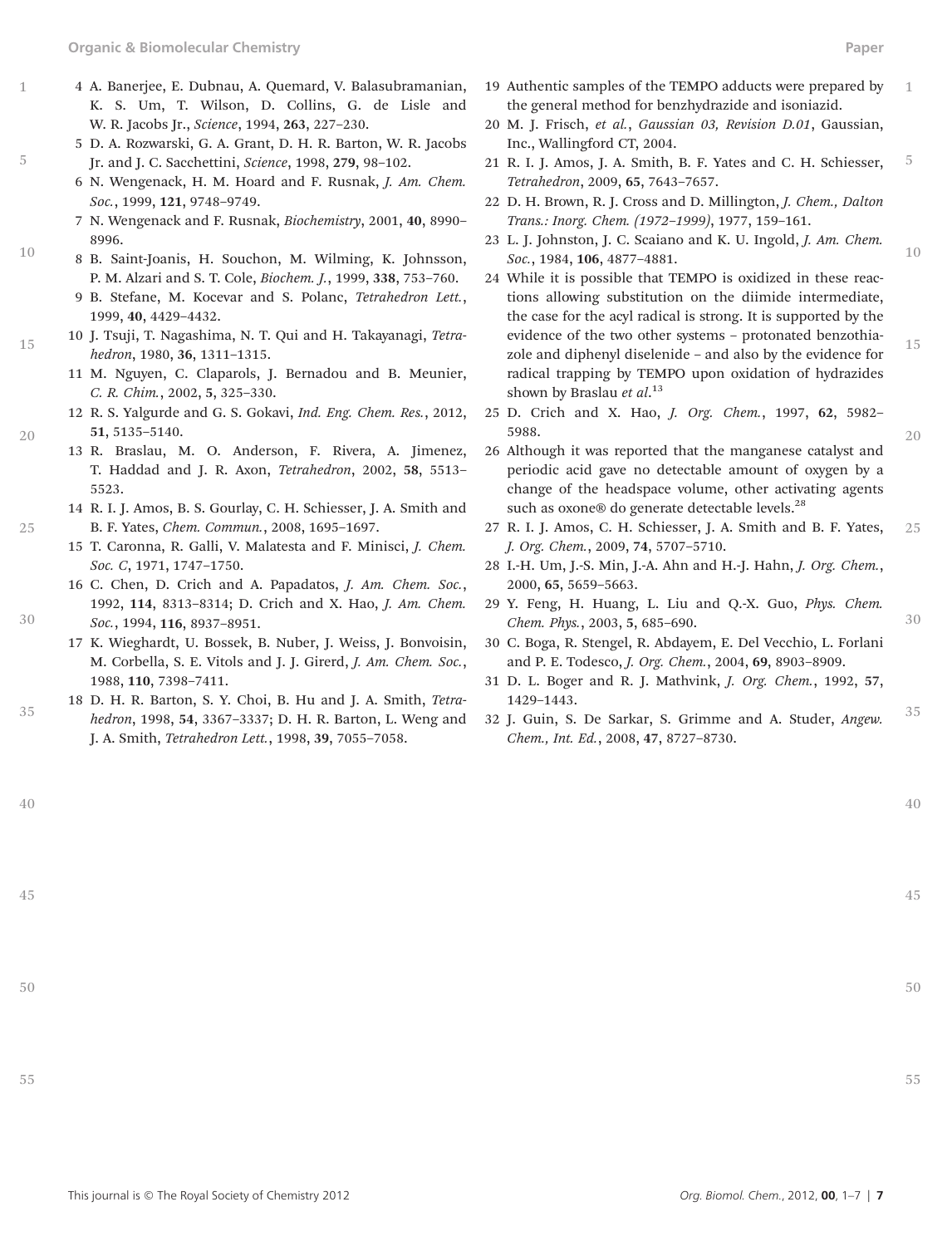4 A. Banerjee, E. Dubnau, A. Quemard, V. Balasubramanian, K. S. Um, T. Wilson, D. Collins, G. de Lisle and W. R. Jacobs Jr., *Science*, 1994, **263**, 227–230.

5 D. A. Rozwarski, G. A. Grant, D. H. R. Barton, W. R. Jacobs Jr. and J. C. Sacchettini, *Science*, 1998, **279**, 98–102.

6 N. Wengenack, H. M. Hoard and F. Rusnak, *J. Am. Chem. Soc.*, 1999, **121**, 9748–9749.

7 N. Wengenack and F. Rusnak, *Biochemistry*, 2001, **40**, 8990–8996.

8 B. Saint-Joanis, H. Souchon, M. Wilming, K. Johnsson, P. M. Alzari and S. T. Cole, *Biochem. J.*, 1999, **338**, 753–760.

9 B. Stefane, M. Kocevar and S. Polanc, *Tetrahedron Lett.*, 1999, **40**, 4429–4432.

10 J. Tsuji, T. Nagashima, N. T. Qui and H. Takayanagi, *Tetrahedron*, 1980, **36**, 1311–1315.

11 M. Nguyen, C. Claparols, J. Bernadou and B. Meunier, *C. R. Chim.*, 2002, **5**, 325–330.

12 R. S. Yalgurde and G. S. Gokavi, *Ind. Eng. Chem. Res.*, 2012, **51**, 5135–5140.

13 R. Braslau, M. O. Anderson, F. Rivera, A. Jimenez, T. Haddad and J. R. Axon, *Tetrahedron*, 2002, **58**, 5513–5523.

14 R. I. J. Amos, B. S. Gourlay, C. H. Schiesser, J. A. Smith and B. F. Yates, *Chem. Commun.*, 2008, 1695–1697.

15 T. Caronna, R. Galli, V. Malatesta and F. Minisci, *J. Chem. Soc. C*, 1971, 1747–1750.

16 C. Chen, D. Crich and A. Papadatos, *J. Am. Chem. Soc.*, 1992, **114**, 8313–8314; D. Crich and X. Hao, *J. Am. Chem. Soc.*, 1994, **116**, 8937–8951.

17 K. Wieghardt, U. Bossek, B. Nuber, J. Weiss, J. Bonvoisin, M. Corbella, S. E. Vitols and J. J. Girerd, *J. Am. Chem. Soc.*, 1988, **110**, 7398–7411.

18 D. H. R. Barton, S. Y. Choi, B. Hu and J. A. Smith, *Tetrahedron*, 1998, **54**, 3367–3337; D. H. R. Barton, L. Weng and J. A. Smith, *Tetrahedron Lett.*, 1998, **39**, 7055–7058.

19 Authentic samples of the TEMPO adducts were prepared by the general method for benzhydrazide and isoniazid.

20 M. J. Frisch, *et al.*, *Gaussian 03, Revision D.01*, Gaussian, Inc., Wallingford CT, 2004.

21 R. I. J. Amos, J. A. Smith, B. F. Yates and C. H. Schiesser, *Tetrahedron*, 2009, **65**, 7643–7657.

22 D. H. Brown, R. J. Cross and D. Millington, *J. Chem., Dalton Trans.: Inorg. Chem. (1972–1999)*, 1977, 159–161.

23 L. J. Johnston, J. C. Scaiano and K. U. Ingold, *J. Am. Chem. Soc.*, 1984, **106**, 4877–4881.

24 While it is possible that TEMPO is oxidized in these reactions allowing substitution on the diimide intermediate, the case for the acyl radical is strong. It is supported by the evidence of the two other systems – protonated benzothiazole and diphenyl diselenide – and also by the evidence for radical trapping by TEMPO upon oxidation of hydrazides shown by Braslau *et al.*[13]

25 D. Crich and X. Hao, *J. Org. Chem.*, 1997, **62**, 5982–5988.

26 Although it was reported that the manganese catalyst and periodic acid gave no detectable amount of oxygen by a change of the headspace volume, other activating agents such as oxone® do generate detectable levels.[28]

27 R. I. J. Amos, C. H. Schiesser, J. A. Smith and B. F. Yates, *J. Org. Chem.*, 2009, **74**, 5707–5710.

28 I.-H. Um, J.-S. Min, J.-A. Ahn and H.-J. Hahn, *J. Org. Chem.*, 2000, **65**, 5659–5663.

29 Y. Feng, H. Huang, L. Liu and Q.-X. Guo, *Phys. Chem. Chem. Phys.*, 2003, **5**, 685–690.

30 C. Boga, R. Stengel, R. Abdayem, E. Del Vecchio, L. Forlani and P. E. Todesco, *J. Org. Chem.*, 2004, **69**, 8903–8909.

31 D. L. Boger and R. J. Mathvink, *J. Org. Chem.*, 1992, **57**, 1429–1443.

32 J. Guin, S. De Sarkar, S. Grimme and A. Studer, *Angew. Chem., Int. Ed.*, 2008, **47**, 8727–8730.